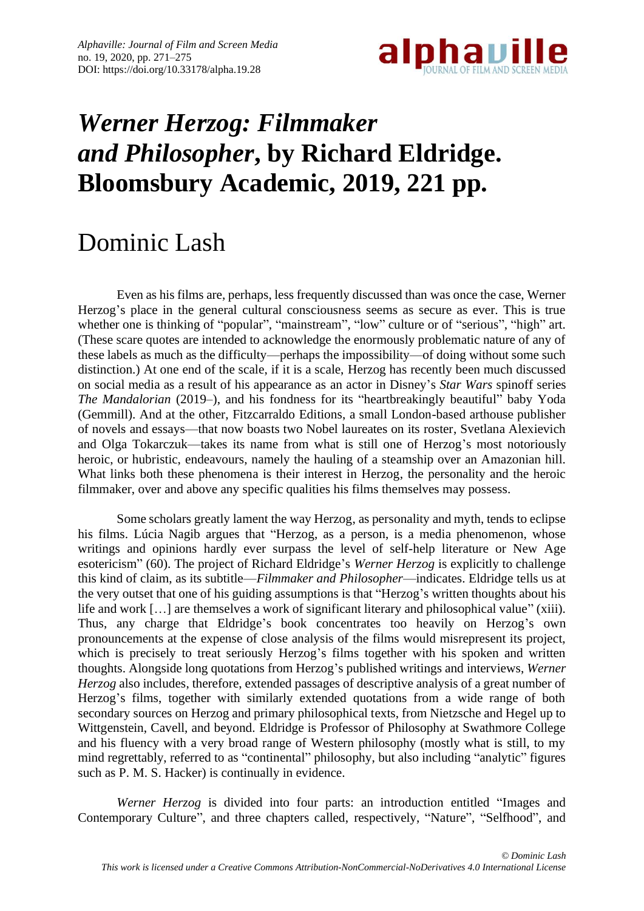# *Werner Herzog: Filmmaker and Philosopher*, by Richard Eldridge. Bloomsbury Academic, 2019, 221 pp.

## Dominic Lash

Even as his films are, perhaps, less frequently discussed than was once the case, Werner Herzog's place in the general cultural consciousness seems as secure as ever. This is true whether one is thinking of "popular", "mainstream", "low" culture or of "serious", "high" art. (These scare quotes are intended to acknowledge the enormously problematic nature of any of these labels as much as the difficulty—perhaps the impossibility—of doing without some such distinction.) At one end of the scale, if it is a scale, Herzog has recently been much discussed on social media as a result of his appearance as an actor in Disney's *Star Wars* spinoff series *The Mandalorian* (2019–), and his fondness for its "heartbreakingly beautiful" baby Yoda (Gemmill). And at the other, Fitzcarraldo Editions, a small London-based arthouse publisher of novels and essays—that now boasts two Nobel laureates on its roster, Svetlana Alexievich and Olga Tokarczuk—takes its name from what is still one of Herzog's most notoriously heroic, or hubristic, endeavours, namely the hauling of a steamship over an Amazonian hill. What links both these phenomena is their interest in Herzog, the personality and the heroic filmmaker, over and above any specific qualities his films themselves may possess.

Some scholars greatly lament the way Herzog, as personality and myth, tends to eclipse his films. Lúcia Nagib argues that "Herzog, as a person, is a media phenomenon, whose writings and opinions hardly ever surpass the level of self-help literature or New Age esotericism" (60). The project of Richard Eldridge's *Werner Herzog* is explicitly to challenge this kind of claim, as its subtitle—*Filmmaker and Philosopher*—indicates. Eldridge tells us at the very outset that one of his guiding assumptions is that "Herzog's written thoughts about his life and work […] are themselves a work of significant literary and philosophical value" (xiii). Thus, any charge that Eldridge's book concentrates too heavily on Herzog's own pronouncements at the expense of close analysis of the films would misrepresent its project, which is precisely to treat seriously Herzog's films together with his spoken and written thoughts. Alongside long quotations from Herzog's published writings and interviews, *Werner Herzog* also includes, therefore, extended passages of descriptive analysis of a great number of Herzog's films, together with similarly extended quotations from a wide range of both secondary sources on Herzog and primary philosophical texts, from Nietzsche and Hegel up to Wittgenstein, Cavell, and beyond. Eldridge is Professor of Philosophy at Swathmore College and his fluency with a very broad range of Western philosophy (mostly what is still, to my mind regrettably, referred to as "continental" philosophy, but also including "analytic" figures such as P. M. S. Hacker) is continually in evidence.

*Werner Herzog* is divided into four parts: an introduction entitled "Images and Contemporary Culture", and three chapters called, respectively, "Nature", "Selfhood", and

© Dominic Lash
*This work is licensed under a Creative Commons Attribution-NonCommercial-NoDerivatives 4.0 International License*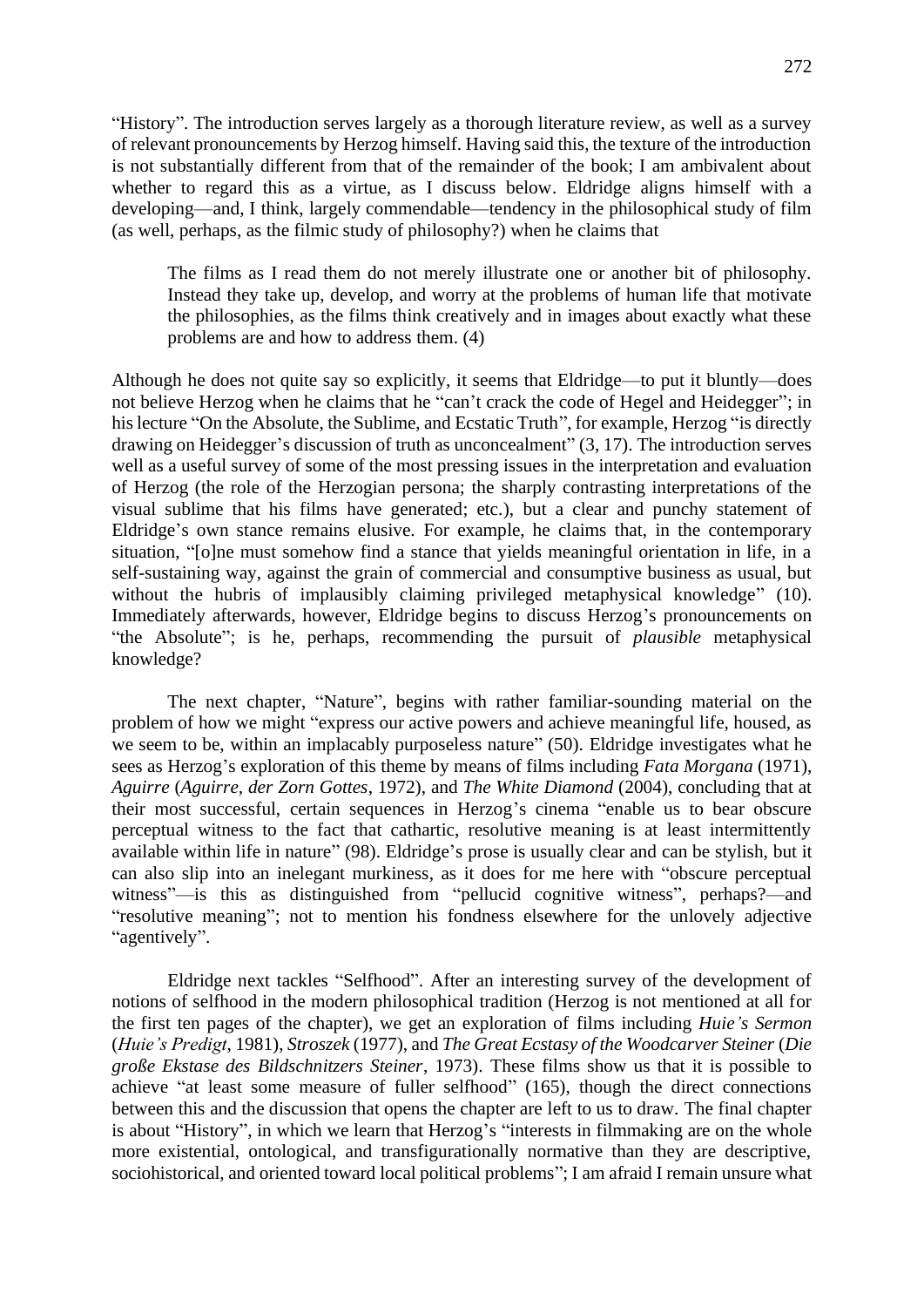"History". The introduction serves largely as a thorough literature review, as well as a survey of relevant pronouncements by Herzog himself. Having said this, the texture of the introduction is not substantially different from that of the remainder of the book; I am ambivalent about whether to regard this as a virtue, as I discuss below. Eldridge aligns himself with a developing—and, I think, largely commendable—tendency in the philosophical study of film (as well, perhaps, as the filmic study of philosophy?) when he claims that

> The films as I read them do not merely illustrate one or another bit of philosophy. Instead they take up, develop, and worry at the problems of human life that motivate the philosophies, as the films think creatively and in images about exactly what these problems are and how to address them. (4)

Although he does not quite say so explicitly, it seems that Eldridge—to put it bluntly—does not believe Herzog when he claims that he "can't crack the code of Hegel and Heidegger"; in his lecture "On the Absolute, the Sublime, and Ecstatic Truth", for example, Herzog "is directly drawing on Heidegger's discussion of truth as unconcealment" (3, 17). The introduction serves well as a useful survey of some of the most pressing issues in the interpretation and evaluation of Herzog (the role of the Herzogian persona; the sharply contrasting interpretations of the visual sublime that his films have generated; etc.), but a clear and punchy statement of Eldridge's own stance remains elusive. For example, he claims that, in the contemporary situation, "[o]ne must somehow find a stance that yields meaningful orientation in life, in a self-sustaining way, against the grain of commercial and consumptive business as usual, but without the hubris of implausibly claiming privileged metaphysical knowledge" (10). Immediately afterwards, however, Eldridge begins to discuss Herzog's pronouncements on "the Absolute"; is he, perhaps, recommending the pursuit of *plausible* metaphysical knowledge?

The next chapter, "Nature", begins with rather familiar-sounding material on the problem of how we might "express our active powers and achieve meaningful life, housed, as we seem to be, within an implacably purposeless nature" (50). Eldridge investigates what he sees as Herzog's exploration of this theme by means of films including *Fata Morgana* (1971), *Aguirre* (*Aguirre, der Zorn Gottes*, 1972), and *The White Diamond* (2004), concluding that at their most successful, certain sequences in Herzog's cinema "enable us to bear obscure perceptual witness to the fact that cathartic, resolutive meaning is at least intermittently available within life in nature" (98). Eldridge's prose is usually clear and can be stylish, but it can also slip into an inelegant murkiness, as it does for me here with "obscure perceptual witness"—is this as distinguished from "pellucid cognitive witness", perhaps?—and "resolutive meaning"; not to mention his fondness elsewhere for the unlovely adjective "agentively".

Eldridge next tackles "Selfhood". After an interesting survey of the development of notions of selfhood in the modern philosophical tradition (Herzog is not mentioned at all for the first ten pages of the chapter), we get an exploration of films including *Huie's Sermon* (*Huie's Predigt*, 1981), *Stroszek* (1977), and *The Great Ecstasy of the Woodcarver Steiner* (*Die große Ekstase des Bildschnitzers Steiner*, 1973). These films show us that it is possible to achieve "at least some measure of fuller selfhood" (165), though the direct connections between this and the discussion that opens the chapter are left to us to draw. The final chapter is about "History", in which we learn that Herzog's "interests in filmmaking are on the whole more existential, ontological, and transfigurationally normative than they are descriptive, sociohistorical, and oriented toward local political problems"; I am afraid I remain unsure what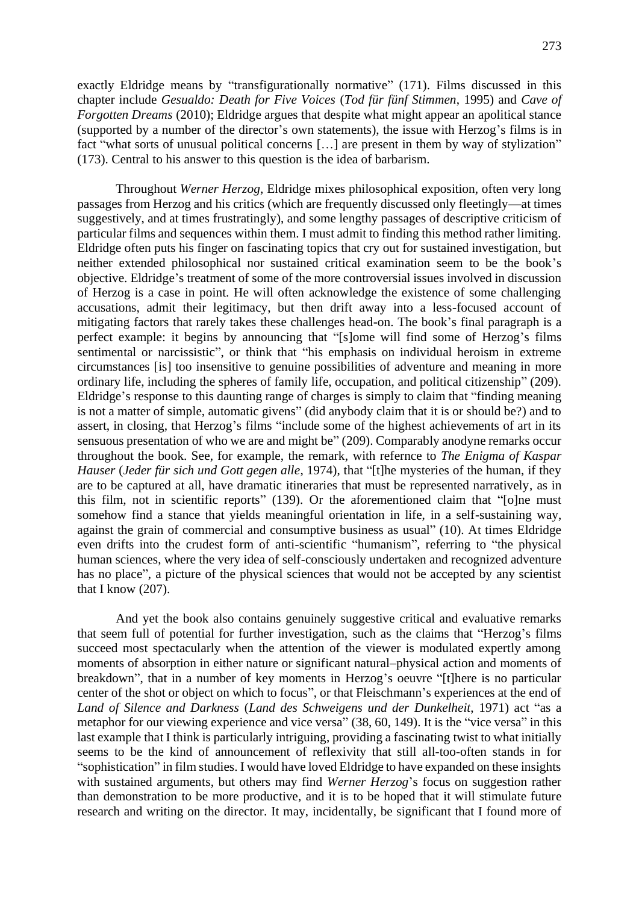exactly Eldridge means by "transfigurationally normative" (171). Films discussed in this chapter include *Gesualdo: Death for Five Voices* (*Tod für fünf Stimmen*, 1995) and *Cave of Forgotten Dreams* (2010); Eldridge argues that despite what might appear an apolitical stance (supported by a number of the director's own statements), the issue with Herzog's films is in fact "what sorts of unusual political concerns […] are present in them by way of stylization" (173). Central to his answer to this question is the idea of barbarism.

Throughout *Werner Herzog*, Eldridge mixes philosophical exposition, often very long passages from Herzog and his critics (which are frequently discussed only fleetingly—at times suggestively, and at times frustratingly), and some lengthy passages of descriptive criticism of particular films and sequences within them. I must admit to finding this method rather limiting. Eldridge often puts his finger on fascinating topics that cry out for sustained investigation, but neither extended philosophical nor sustained critical examination seem to be the book's objective. Eldridge's treatment of some of the more controversial issues involved in discussion of Herzog is a case in point. He will often acknowledge the existence of some challenging accusations, admit their legitimacy, but then drift away into a less-focused account of mitigating factors that rarely takes these challenges head-on. The book's final paragraph is a perfect example: it begins by announcing that "[s]ome will find some of Herzog's films sentimental or narcissistic", or think that "his emphasis on individual heroism in extreme circumstances [is] too insensitive to genuine possibilities of adventure and meaning in more ordinary life, including the spheres of family life, occupation, and political citizenship" (209). Eldridge's response to this daunting range of charges is simply to claim that "finding meaning is not a matter of simple, automatic givens" (did anybody claim that it is or should be?) and to assert, in closing, that Herzog's films "include some of the highest achievements of art in its sensuous presentation of who we are and might be" (209). Comparably anodyne remarks occur throughout the book. See, for example, the remark, with refernce to *The Enigma of Kaspar Hauser* (*Jeder für sich und Gott gegen alle*, 1974), that "[t]he mysteries of the human, if they are to be captured at all, have dramatic itineraries that must be represented narratively, as in this film, not in scientific reports" (139). Or the aforementioned claim that "[o]ne must somehow find a stance that yields meaningful orientation in life, in a self-sustaining way, against the grain of commercial and consumptive business as usual" (10). At times Eldridge even drifts into the crudest form of anti-scientific "humanism", referring to "the physical human sciences, where the very idea of self-consciously undertaken and recognized adventure has no place", a picture of the physical sciences that would not be accepted by any scientist that I know (207).

And yet the book also contains genuinely suggestive critical and evaluative remarks that seem full of potential for further investigation, such as the claims that "Herzog's films succeed most spectacularly when the attention of the viewer is modulated expertly among moments of absorption in either nature or significant natural–physical action and moments of breakdown", that in a number of key moments in Herzog's oeuvre "[t]here is no particular center of the shot or object on which to focus", or that Fleischmann's experiences at the end of *Land of Silence and Darkness* (*Land des Schweigens und der Dunkelheit*, 1971) act "as a metaphor for our viewing experience and vice versa" (38, 60, 149). It is the "vice versa" in this last example that I think is particularly intriguing, providing a fascinating twist to what initially seems to be the kind of announcement of reflexivity that still all-too-often stands in for "sophistication" in film studies. I would have loved Eldridge to have expanded on these insights with sustained arguments, but others may find *Werner Herzog*'s focus on suggestion rather than demonstration to be more productive, and it is to be hoped that it will stimulate future research and writing on the director. It may, incidentally, be significant that I found more of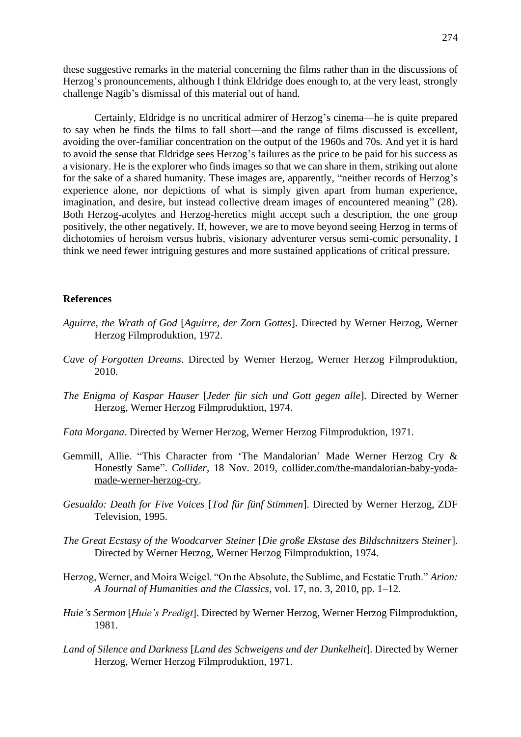these suggestive remarks in the material concerning the films rather than in the discussions of Herzog's pronouncements, although I think Eldridge does enough to, at the very least, strongly challenge Nagib's dismissal of this material out of hand.

Certainly, Eldridge is no uncritical admirer of Herzog's cinema—he is quite prepared to say when he finds the films to fall short—and the range of films discussed is excellent, avoiding the over-familiar concentration on the output of the 1960s and 70s. And yet it is hard to avoid the sense that Eldridge sees Herzog's failures as the price to be paid for his success as a visionary. He is the explorer who finds images so that we can share in them, striking out alone for the sake of a shared humanity. These images are, apparently, "neither records of Herzog's experience alone, nor depictions of what is simply given apart from human experience, imagination, and desire, but instead collective dream images of encountered meaning" (28). Both Herzog-acolytes and Herzog-heretics might accept such a description, the one group positively, the other negatively. If, however, we are to move beyond seeing Herzog in terms of dichotomies of heroism versus hubris, visionary adventurer versus semi-comic personality, I think we need fewer intriguing gestures and more sustained applications of critical pressure.

**References**

*Aguirre, the Wrath of God* [*Aguirre, der Zorn Gottes*]. Directed by Werner Herzog, Werner Herzog Filmproduktion, 1972.

*Cave of Forgotten Dreams*. Directed by Werner Herzog, Werner Herzog Filmproduktion, 2010.

*The Enigma of Kaspar Hauser* [*Jeder für sich und Gott gegen alle*]. Directed by Werner Herzog, Werner Herzog Filmproduktion, 1974.

*Fata Morgana*. Directed by Werner Herzog, Werner Herzog Filmproduktion, 1971.

Gemmill, Allie. "This Character from 'The Mandalorian' Made Werner Herzog Cry & Honestly Same". *Collider*, 18 Nov. 2019, collider.com/the-mandalorian-baby-yoda-made-werner-herzog-cry.

*Gesualdo: Death for Five Voices* [*Tod für fünf Stimmen*]. Directed by Werner Herzog, ZDF Television, 1995.

*The Great Ecstasy of the Woodcarver Steiner* [*Die große Ekstase des Bildschnitzers Steiner*]. Directed by Werner Herzog, Werner Herzog Filmproduktion, 1974.

Herzog, Werner, and Moira Weigel. "On the Absolute, the Sublime, and Ecstatic Truth." *Arion: A Journal of Humanities and the Classics*, vol. 17, no. 3, 2010, pp. 1–12.

*Huie's Sermon* [*Huie's Predigt*]. Directed by Werner Herzog, Werner Herzog Filmproduktion, 1981.

*Land of Silence and Darkness* [*Land des Schweigens und der Dunkelheit*]. Directed by Werner Herzog, Werner Herzog Filmproduktion, 1971.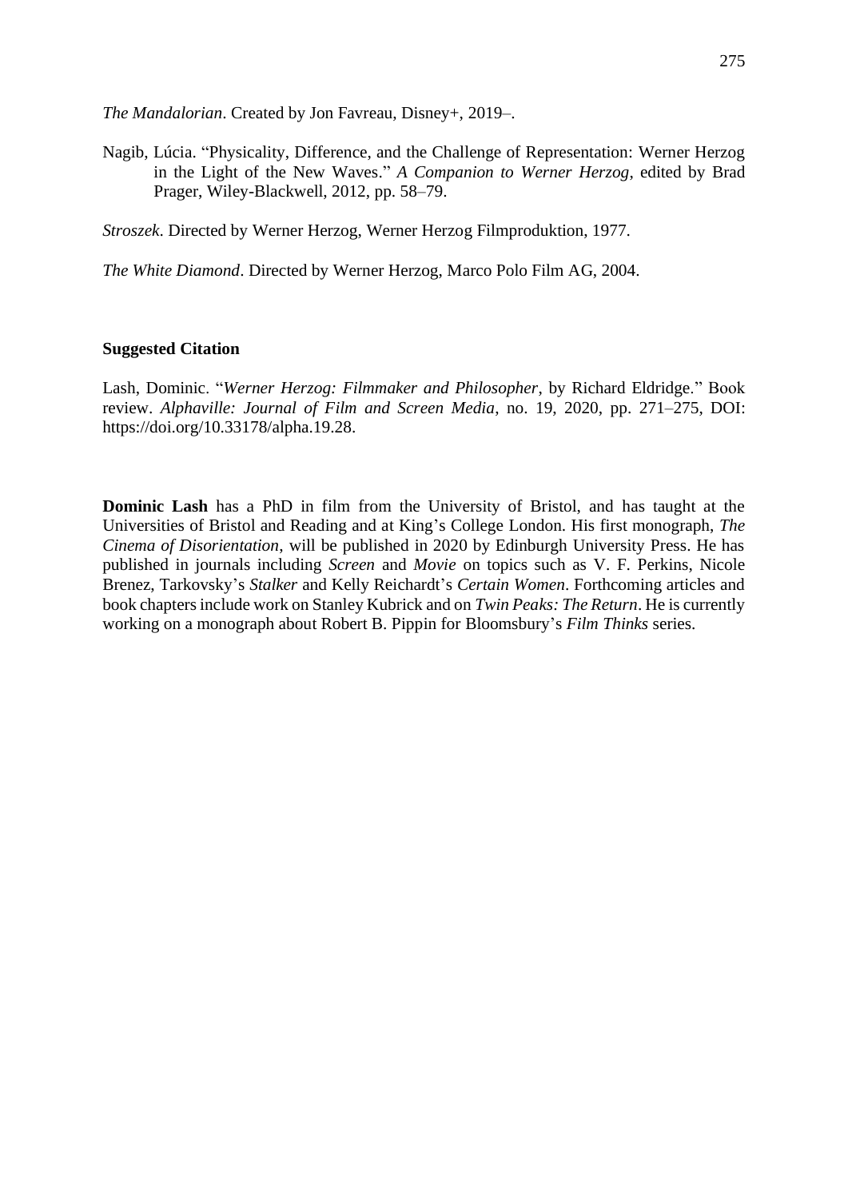*The Mandalorian*. Created by Jon Favreau, Disney+, 2019–.

Nagib, Lúcia. "Physicality, Difference, and the Challenge of Representation: Werner Herzog in the Light of the New Waves." *A Companion to Werner Herzog*, edited by Brad Prager, Wiley-Blackwell, 2012, pp. 58–79.

*Stroszek*. Directed by Werner Herzog, Werner Herzog Filmproduktion, 1977.

*The White Diamond*. Directed by Werner Herzog, Marco Polo Film AG, 2004.

**Suggested Citation**

Lash, Dominic. "*Werner Herzog: Filmmaker and Philosopher*, by Richard Eldridge." Book review. *Alphaville: Journal of Film and Screen Media*, no. 19, 2020, pp. 271–275, DOI: https://doi.org/10.33178/alpha.19.28.

**Dominic Lash** has a PhD in film from the University of Bristol, and has taught at the Universities of Bristol and Reading and at King's College London. His first monograph, *The Cinema of Disorientation*, will be published in 2020 by Edinburgh University Press. He has published in journals including *Screen* and *Movie* on topics such as V. F. Perkins, Nicole Brenez, Tarkovsky's *Stalker* and Kelly Reichardt's *Certain Women*. Forthcoming articles and book chapters include work on Stanley Kubrick and on *Twin Peaks: The Return*. He is currently working on a monograph about Robert B. Pippin for Bloomsbury's *Film Thinks* series.